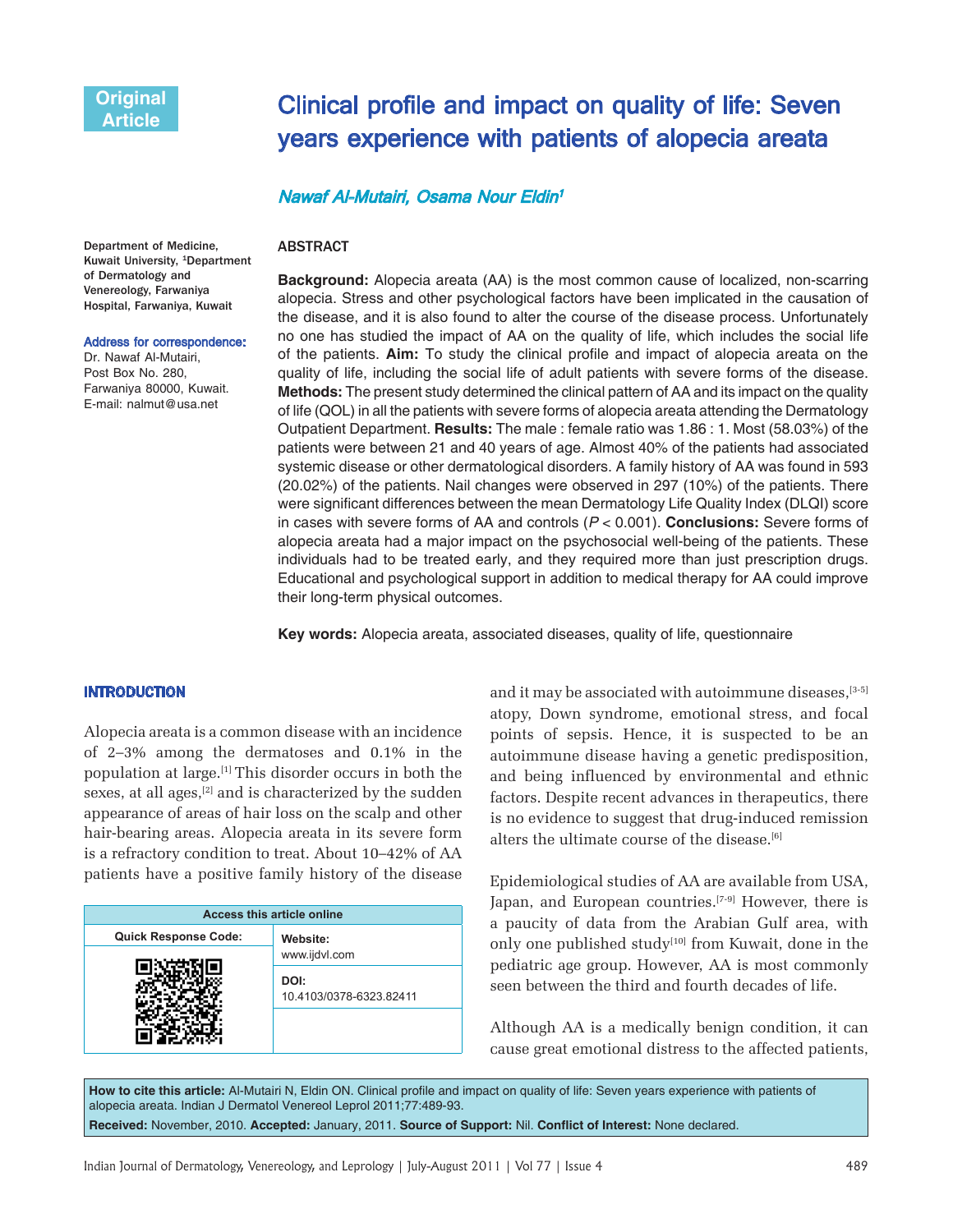Original Article

# Clinical profile and impact on quality of life: Seven years experience with patients of alopecia areata

***Nawaf Al-Mutairi, Osama Nour Eldin[1]***

Department of Medicine, Kuwait University, [1]Department of Dermatology and Venereology, Farwaniya Hospital, Farwaniya, Kuwait

**Address for correspondence:**
Dr. Nawaf Al-Mutairi,
Post Box No. 280,
Farwaniya 80000, Kuwait.
E-mail: nalmut@usa.net

## ABSTRACT

**Background:** Alopecia areata (AA) is the most common cause of localized, non-scarring alopecia. Stress and other psychological factors have been implicated in the causation of the disease, and it is also found to alter the course of the disease process. Unfortunately no one has studied the impact of AA on the quality of life, which includes the social life of the patients. **Aim:** To study the clinical profile and impact of alopecia areata on the quality of life, including the social life of adult patients with severe forms of the disease. **Methods:** The present study determined the clinical pattern of AA and its impact on the quality of life (QOL) in all the patients with severe forms of alopecia areata attending the Dermatology Outpatient Department. **Results:** The male : female ratio was 1.86 : 1. Most (58.03%) of the patients were between 21 and 40 years of age. Almost 40% of the patients had associated systemic disease or other dermatological disorders. A family history of AA was found in 593 (20.02%) of the patients. Nail changes were observed in 297 (10%) of the patients. There were significant differences between the mean Dermatology Life Quality Index (DLQI) score in cases with severe forms of AA and controls ($P < 0.001$). **Conclusions:** Severe forms of alopecia areata had a major impact on the psychosocial well-being of the patients. These individuals had to be treated early, and they required more than just prescription drugs. Educational and psychological support in addition to medical therapy for AA could improve their long-term physical outcomes.

**Key words:** Alopecia areata, associated diseases, quality of life, questionnaire

## INTRODUCTION

Alopecia areata is a common disease with an incidence of 2–3% among the dermatoses and 0.1% in the population at large.[1] This disorder occurs in both the sexes, at all ages,[2] and is characterized by the sudden appearance of areas of hair loss on the scalp and other hair-bearing areas. Alopecia areata in its severe form is a refractory condition to treat. About 10–42% of AA patients have a positive family history of the disease and it may be associated with autoimmune diseases,[3-5] atopy, Down syndrome, emotional stress, and focal points of sepsis. Hence, it is suspected to be an autoimmune disease having a genetic predisposition, and being influenced by environmental and ethnic factors. Despite recent advances in therapeutics, there is no evidence to suggest that drug-induced remission alters the ultimate course of the disease.[6]

Epidemiological studies of AA are available from USA, Japan, and European countries.[7-9] However, there is a paucity of data from the Arabian Gulf area, with only one published study[10] from Kuwait, done in the pediatric age group. However, AA is most commonly seen between the third and fourth decades of life.

Although AA is a medically benign condition, it can cause great emotional distress to the affected patients,

| Access this article online | |
|---|---|
| Quick Response Code: | Website: www.ijdvl.com |
| | DOI: 10.4103/0378-6323.82411 |

**How to cite this article:** Al-Mutairi N, Eldin ON. Clinical profile and impact on quality of life: Seven years experience with patients of alopecia areata. Indian J Dermatol Venereol Leprol 2011;77:489-93.
**Received:** November, 2010. **Accepted:** January, 2011. **Source of Support:** Nil. **Conflict of Interest:** None declared.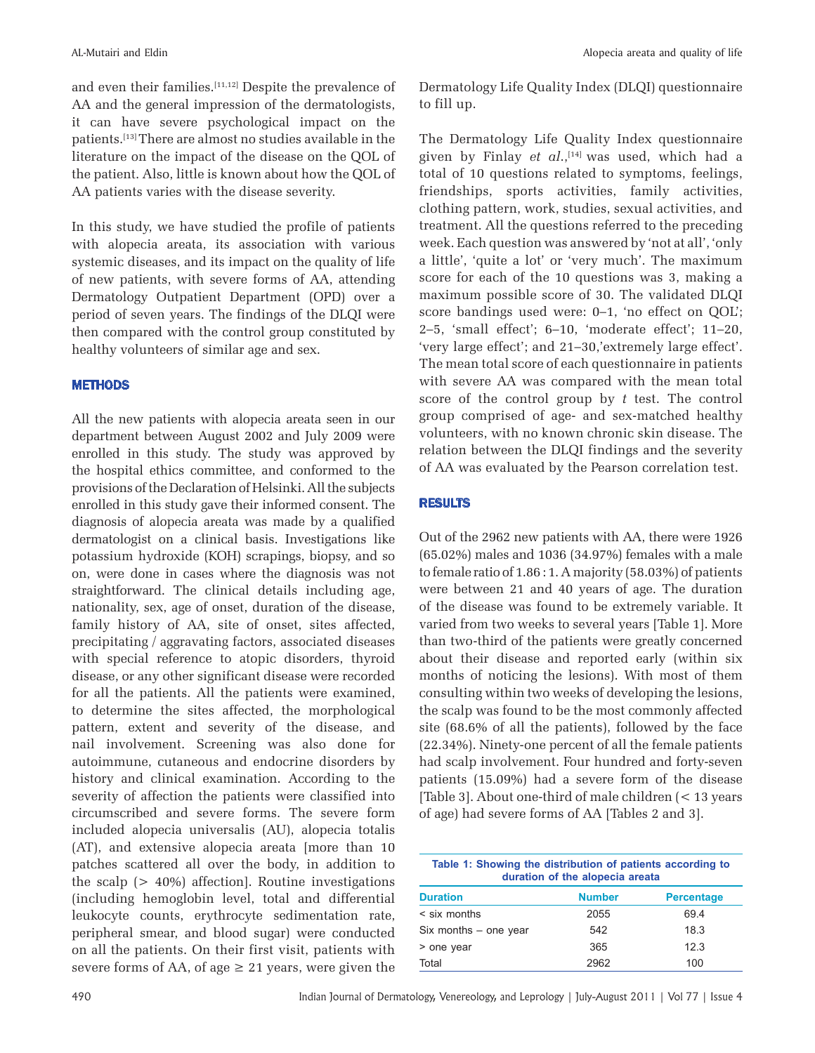and even their families.[11,12] Despite the prevalence of AA and the general impression of the dermatologists, it can have severe psychological impact on the patients.[13] There are almost no studies available in the literature on the impact of the disease on the QOL of the patient. Also, little is known about how the QOL of AA patients varies with the disease severity.

In this study, we have studied the profile of patients with alopecia areata, its association with various systemic diseases, and its impact on the quality of life of new patients, with severe forms of AA, attending Dermatology Outpatient Department (OPD) over a period of seven years. The findings of the DLQI were then compared with the control group constituted by healthy volunteers of similar age and sex.

## METHODS

All the new patients with alopecia areata seen in our department between August 2002 and July 2009 were enrolled in this study. The study was approved by the hospital ethics committee, and conformed to the provisions of the Declaration of Helsinki. All the subjects enrolled in this study gave their informed consent. The diagnosis of alopecia areata was made by a qualified dermatologist on a clinical basis. Investigations like potassium hydroxide (KOH) scrapings, biopsy, and so on, were done in cases where the diagnosis was not straightforward. The clinical details including age, nationality, sex, age of onset, duration of the disease, family history of AA, site of onset, sites affected, precipitating / aggravating factors, associated diseases with special reference to atopic disorders, thyroid disease, or any other significant disease were recorded for all the patients. All the patients were examined, to determine the sites affected, the morphological pattern, extent and severity of the disease, and nail involvement. Screening was also done for autoimmune, cutaneous and endocrine disorders by history and clinical examination. According to the severity of affection the patients were classified into circumscribed and severe forms. The severe form included alopecia universalis (AU), alopecia totalis (AT), and extensive alopecia areata [more than 10 patches scattered all over the body, in addition to the scalp (> 40%) affection]. Routine investigations (including hemoglobin level, total and differential leukocyte counts, erythrocyte sedimentation rate, peripheral smear, and blood sugar) were conducted on all the patients. On their first visit, patients with severe forms of AA, of age ≥ 21 years, were given the Dermatology Life Quality Index (DLQI) questionnaire to fill up.

The Dermatology Life Quality Index questionnaire given by Finlay *et al.*,[14] was used, which had a total of 10 questions related to symptoms, feelings, friendships, sports activities, family activities, clothing pattern, work, studies, sexual activities, and treatment. All the questions referred to the preceding week. Each question was answered by 'not at all', 'only a little', 'quite a lot' or 'very much'. The maximum score for each of the 10 questions was 3, making a maximum possible score of 30. The validated DLQI score bandings used were: 0–1, 'no effect on QOL'; 2–5, 'small effect'; 6–10, 'moderate effect'; 11–20, 'very large effect'; and 21–30,'extremely large effect'. The mean total score of each questionnaire in patients with severe AA was compared with the mean total score of the control group by *t* test. The control group comprised of age- and sex-matched healthy volunteers, with no known chronic skin disease. The relation between the DLQI findings and the severity of AA was evaluated by the Pearson correlation test.

## RESULTS

Out of the 2962 new patients with AA, there were 1926 (65.02%) males and 1036 (34.97%) females with a male to female ratio of 1.86 : 1. A majority (58.03%) of patients were between 21 and 40 years of age. The duration of the disease was found to be extremely variable. It varied from two weeks to several years [Table 1]. More than two-third of the patients were greatly concerned about their disease and reported early (within six months of noticing the lesions). With most of them consulting within two weeks of developing the lesions, the scalp was found to be the most commonly affected site (68.6% of all the patients), followed by the face (22.34%). Ninety-one percent of all the female patients had scalp involvement. Four hundred and forty-seven patients (15.09%) had a severe form of the disease [Table 3]. About one-third of male children (< 13 years of age) had severe forms of AA [Tables 2 and 3].

**Table 1: Showing the distribution of patients according to duration of the alopecia areata**

| Duration | Number | Percentage |
|---|---|---|
| < six months | 2055 | 69.4 |
| Six months – one year | 542 | 18.3 |
| > one year | 365 | 12.3 |
| Total | 2962 | 100 |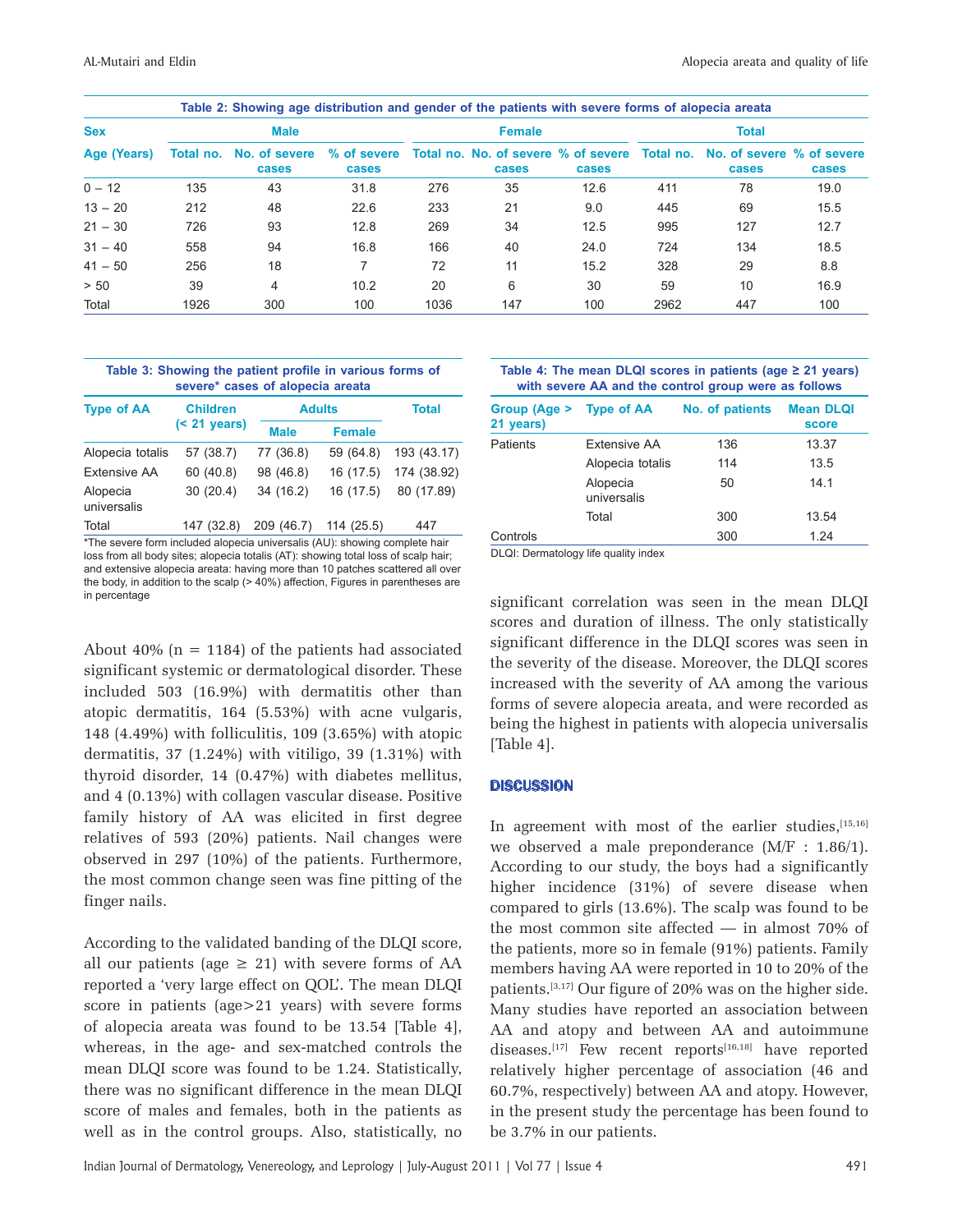**Table 2: Showing age distribution and gender of the patients with severe forms of alopecia areata**

| Sex | Male | | | Female | | | Total | | |
|---|---|---|---|---|---|---|---|---|---|
| Age (Years) | Total no. | No. of severe cases | % of severe cases | Total no. | No. of severe cases | % of severe cases | Total no. | No. of severe cases | % of severe cases |
| 0 – 12 | 135 | 43 | 31.8 | 276 | 35 | 12.6 | 411 | 78 | 19.0 |
| 13 – 20 | 212 | 48 | 22.6 | 233 | 21 | 9.0 | 445 | 69 | 15.5 |
| 21 – 30 | 726 | 93 | 12.8 | 269 | 34 | 12.5 | 995 | 127 | 12.7 |
| 31 – 40 | 558 | 94 | 16.8 | 166 | 40 | 24.0 | 724 | 134 | 18.5 |
| 41 – 50 | 256 | 18 | 7 | 72 | 11 | 15.2 | 328 | 29 | 8.8 |
| > 50 | 39 | 4 | 10.2 | 20 | 6 | 30 | 59 | 10 | 16.9 |
| Total | 1926 | 300 | 100 | 1036 | 147 | 100 | 2962 | 447 | 100 |

**Table 3: Showing the patient profile in various forms of severe* cases of alopecia areata**

| Type of AA | Children (< 21 years) | Adults | | Total |
|---|---|---|---|---|
| | | Male | Female | |
| Alopecia totalis | 57 (38.7) | 77 (36.8) | 59 (64.8) | 193 (43.17) |
| Extensive AA | 60 (40.8) | 98 (46.8) | 16 (17.5) | 174 (38.92) |
| Alopecia universalis | 30 (20.4) | 34 (16.2) | 16 (17.5) | 80 (17.89) |
| Total | 147 (32.8) | 209 (46.7) | 114 (25.5) | 447 |

*The severe form included alopecia universalis (AU): showing complete hair loss from all body sites; alopecia totalis (AT): showing total loss of scalp hair; and extensive alopecia areata: having more than 10 patches scattered all over the body, in addition to the scalp (> 40%) affection, Figures in parentheses are in percentage

**Table 4: The mean DLQI scores in patients (age ≥ 21 years) with severe AA and the control group were as follows**

| Group (Age > 21 years) | Type of AA | No. of patients | Mean DLQI score |
|---|---|---|---|
| Patients | Extensive AA | 136 | 13.37 |
| | Alopecia totalis | 114 | 13.5 |
| | Alopecia universalis | 50 | 14.1 |
| | Total | 300 | 13.54 |
| Controls | | 300 | 1.24 |

DLQI: Dermatology life quality index

About 40% (n = 1184) of the patients had associated significant systemic or dermatological disorder. These included 503 (16.9%) with dermatitis other than atopic dermatitis, 164 (5.53%) with acne vulgaris, 148 (4.49%) with folliculitis, 109 (3.65%) with atopic dermatitis, 37 (1.24%) with vitiligo, 39 (1.31%) with thyroid disorder, 14 (0.47%) with diabetes mellitus, and 4 (0.13%) with collagen vascular disease. Positive family history of AA was elicited in first degree relatives of 593 (20%) patients. Nail changes were observed in 297 (10%) of the patients. Furthermore, the most common change seen was fine pitting of the finger nails.

According to the validated banding of the DLQI score, all our patients (age ≥ 21) with severe forms of AA reported a 'very large effect on QOL'. The mean DLQI score in patients (age>21 years) with severe forms of alopecia areata was found to be 13.54 [Table 4], whereas, in the age- and sex-matched controls the mean DLQI score was found to be 1.24. Statistically, there was no significant difference in the mean DLQI score of males and females, both in the patients as well as in the control groups. Also, statistically, no significant correlation was seen in the mean DLQI scores and duration of illness. The only statistically significant difference in the DLQI scores was seen in the severity of the disease. Moreover, the DLQI scores increased with the severity of AA among the various forms of severe alopecia areata, and were recorded as being the highest in patients with alopecia universalis [Table 4].

## DISCUSSION

In agreement with most of the earlier studies,[15,16] we observed a male preponderance (M/F : 1.86/1). According to our study, the boys had a significantly higher incidence (31%) of severe disease when compared to girls (13.6%). The scalp was found to be the most common site affected — in almost 70% of the patients, more so in female (91%) patients. Family members having AA were reported in 10 to 20% of the patients.[3,17] Our figure of 20% was on the higher side. Many studies have reported an association between AA and atopy and between AA and autoimmune diseases.[17] Few recent reports[16,18] have reported relatively higher percentage of association (46 and 60.7%, respectively) between AA and atopy. However, in the present study the percentage has been found to be 3.7% in our patients.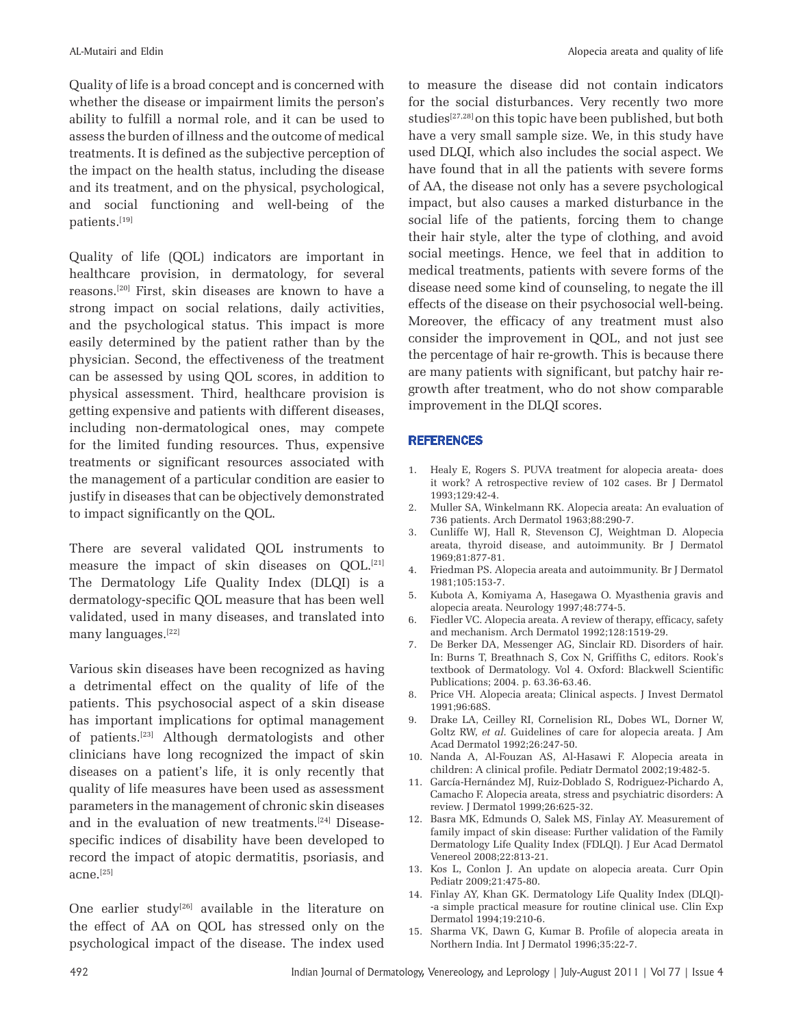Quality of life is a broad concept and is concerned with whether the disease or impairment limits the person's ability to fulfill a normal role, and it can be used to assess the burden of illness and the outcome of medical treatments. It is defined as the subjective perception of the impact on the health status, including the disease and its treatment, and on the physical, psychological, and social functioning and well-being of the patients.[19]

Quality of life (QOL) indicators are important in healthcare provision, in dermatology, for several reasons.[20] First, skin diseases are known to have a strong impact on social relations, daily activities, and the psychological status. This impact is more easily determined by the patient rather than by the physician. Second, the effectiveness of the treatment can be assessed by using QOL scores, in addition to physical assessment. Third, healthcare provision is getting expensive and patients with different diseases, including non-dermatological ones, may compete for the limited funding resources. Thus, expensive treatments or significant resources associated with the management of a particular condition are easier to justify in diseases that can be objectively demonstrated to impact significantly on the QOL.

There are several validated QOL instruments to measure the impact of skin diseases on QOL.[21] The Dermatology Life Quality Index (DLQI) is a dermatology-specific QOL measure that has been well validated, used in many diseases, and translated into many languages.[22]

Various skin diseases have been recognized as having a detrimental effect on the quality of life of the patients. This psychosocial aspect of a skin disease has important implications for optimal management of patients.[23] Although dermatologists and other clinicians have long recognized the impact of skin diseases on a patient's life, it is only recently that quality of life measures have been used as assessment parameters in the management of chronic skin diseases and in the evaluation of new treatments.[24] Disease-specific indices of disability have been developed to record the impact of atopic dermatitis, psoriasis, and acne.[25]

One earlier study[26] available in the literature on the effect of AA on QOL has stressed only on the psychological impact of the disease. The index used to measure the disease did not contain indicators for the social disturbances. Very recently two more studies[27,28] on this topic have been published, but both have a very small sample size. We, in this study have used DLQI, which also includes the social aspect. We have found that in all the patients with severe forms of AA, the disease not only has a severe psychological impact, but also causes a marked disturbance in the social life of the patients, forcing them to change their hair style, alter the type of clothing, and avoid social meetings. Hence, we feel that in addition to medical treatments, patients with severe forms of the disease need some kind of counseling, to negate the ill effects of the disease on their psychosocial well-being. Moreover, the efficacy of any treatment must also consider the improvement in QOL, and not just see the percentage of hair re-growth. This is because there are many patients with significant, but patchy hair re-growth after treatment, who do not show comparable improvement in the DLQI scores.

## REFERENCES

1. Healy E, Rogers S. PUVA treatment for alopecia areata- does it work? A retrospective review of 102 cases. Br J Dermatol 1993;129:42-4.
2. Muller SA, Winkelmann RK. Alopecia areata: An evaluation of 736 patients. Arch Dermatol 1963;88:290-7.
3. Cunliffe WJ, Hall R, Stevenson CJ, Weightman D. Alopecia areata, thyroid disease, and autoimmunity. Br J Dermatol 1969;81:877-81.
4. Friedman PS. Alopecia areata and autoimmunity. Br J Dermatol 1981;105:153-7.
5. Kubota A, Komiyama A, Hasegawa O. Myasthenia gravis and alopecia areata. Neurology 1997;48:774-5.
6. Fiedler VC. Alopecia areata. A review of therapy, efficacy, safety and mechanism. Arch Dermatol 1992;128:1519-29.
7. De Berker DA, Messenger AG, Sinclair RD. Disorders of hair. In: Burns T, Breathnach S, Cox N, Griffiths C, editors. Rook's textbook of Dermatology. Vol 4. Oxford: Blackwell Scientific Publications; 2004. p. 63.36-63.46.
8. Price VH. Alopecia areata; Clinical aspects. J Invest Dermatol 1991;96:68S.
9. Drake LA, Ceilley RI, Cornelision RL, Dobes WL, Dorner W, Goltz RW, *et al*. Guidelines of care for alopecia areata. J Am Acad Dermatol 1992;26:247-50.
10. Nanda A, Al-Fouzan AS, Al-Hasawi F. Alopecia areata in children: A clinical profile. Pediatr Dermatol 2002;19:482-5.
11. García-Hernández MJ, Ruiz-Doblado S, Rodriguez-Pichardo A, Camacho F. Alopecia areata, stress and psychiatric disorders: A review. J Dermatol 1999;26:625-32.
12. Basra MK, Edmunds O, Salek MS, Finlay AY. Measurement of family impact of skin disease: Further validation of the Family Dermatology Life Quality Index (FDLQI). J Eur Acad Dermatol Venereol 2008;22:813-21.
13. Kos L, Conlon J. An update on alopecia areata. Curr Opin Pediatr 2009;21:475-80.
14. Finlay AY, Khan GK. Dermatology Life Quality Index (DLQI)--a simple practical measure for routine clinical use. Clin Exp Dermatol 1994;19:210-6.
15. Sharma VK, Dawn G, Kumar B. Profile of alopecia areata in Northern India. Int J Dermatol 1996;35:22-7.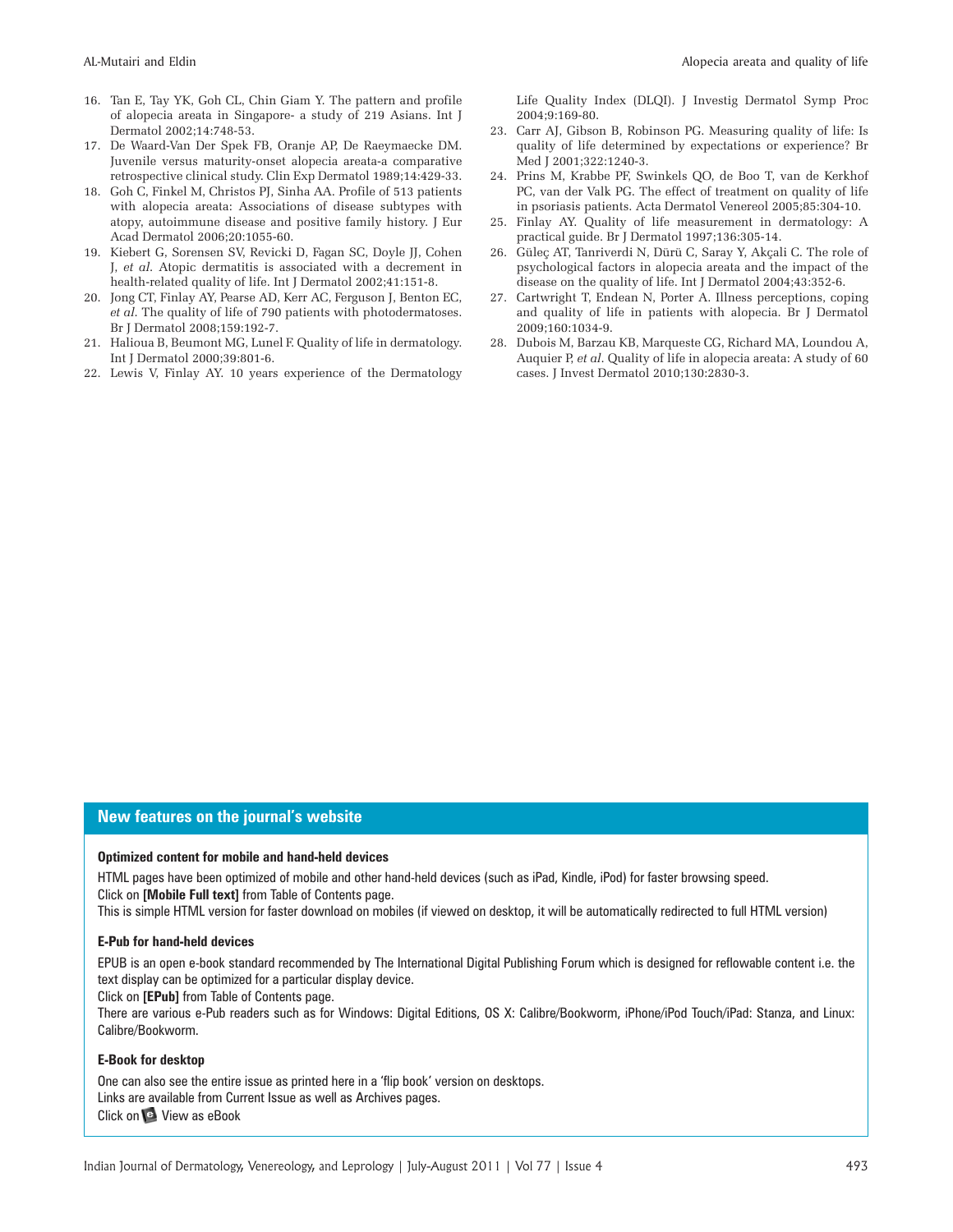16. Tan E, Tay YK, Goh CL, Chin Giam Y. The pattern and profile of alopecia areata in Singapore- a study of 219 Asians. Int J Dermatol 2002;14:748-53.
17. De Waard-Van Der Spek FB, Oranje AP, De Raeymaecke DM. Juvenile versus maturity-onset alopecia areata-a comparative retrospective clinical study. Clin Exp Dermatol 1989;14:429-33.
18. Goh C, Finkel M, Christos PJ, Sinha AA. Profile of 513 patients with alopecia areata: Associations of disease subtypes with atopy, autoimmune disease and positive family history. J Eur Acad Dermatol 2006;20:1055-60.
19. Kiebert G, Sorensen SV, Revicki D, Fagan SC, Doyle JJ, Cohen J, *et al*. Atopic dermatitis is associated with a decrement in health-related quality of life. Int J Dermatol 2002;41:151-8.
20. Jong CT, Finlay AY, Pearse AD, Kerr AC, Ferguson J, Benton EC, *et al*. The quality of life of 790 patients with photodermatoses. Br J Dermatol 2008;159:192-7.
21. Halioua B, Beumont MG, Lunel F. Quality of life in dermatology. Int J Dermatol 2000;39:801-6.
22. Lewis V, Finlay AY. 10 years experience of the Dermatology Life Quality Index (DLQI). J Investig Dermatol Symp Proc 2004;9:169-80.
23. Carr AJ, Gibson B, Robinson PG. Measuring quality of life: Is quality of life determined by expectations or experience? Br Med J 2001;322:1240-3.
24. Prins M, Krabbe PF, Swinkels QO, de Boo T, van de Kerkhof PC, van der Valk PG. The effect of treatment on quality of life in psoriasis patients. Acta Dermatol Venereol 2005;85:304-10.
25. Finlay AY. Quality of life measurement in dermatology: A practical guide. Br J Dermatol 1997;136:305-14.
26. Güleç AT, Tanriverdi N, Dürü C, Saray Y, Akçali C. The role of psychological factors in alopecia areata and the impact of the disease on the quality of life. Int J Dermatol 2004;43:352-6.
27. Cartwright T, Endean N, Porter A. Illness perceptions, coping and quality of life in patients with alopecia. Br J Dermatol 2009;160:1034-9.
28. Dubois M, Barzau KB, Marqueste CG, Richard MA, Loundou A, Auquier P, *et al*. Quality of life in alopecia areata: A study of 60 cases. J Invest Dermatol 2010;130:2830-3.

## New features on the journal's website

### Optimized content for mobile and hand-held devices

HTML pages have been optimized of mobile and other hand-held devices (such as iPad, Kindle, iPod) for faster browsing speed.
Click on **[Mobile Full text]** from Table of Contents page.
This is simple HTML version for faster download on mobiles (if viewed on desktop, it will be automatically redirected to full HTML version)

### E-Pub for hand-held devices

EPUB is an open e-book standard recommended by The International Digital Publishing Forum which is designed for reflowable content i.e. the text display can be optimized for a particular display device.
Click on **[EPub]** from Table of Contents page.
There are various e-Pub readers such as for Windows: Digital Editions, OS X: Calibre/Bookworm, iPhone/iPod Touch/iPad: Stanza, and Linux: Calibre/Bookworm.

### E-Book for desktop

One can also see the entire issue as printed here in a 'flip book' version on desktops.
Links are available from Current Issue as well as Archives pages.
Click on View as eBook